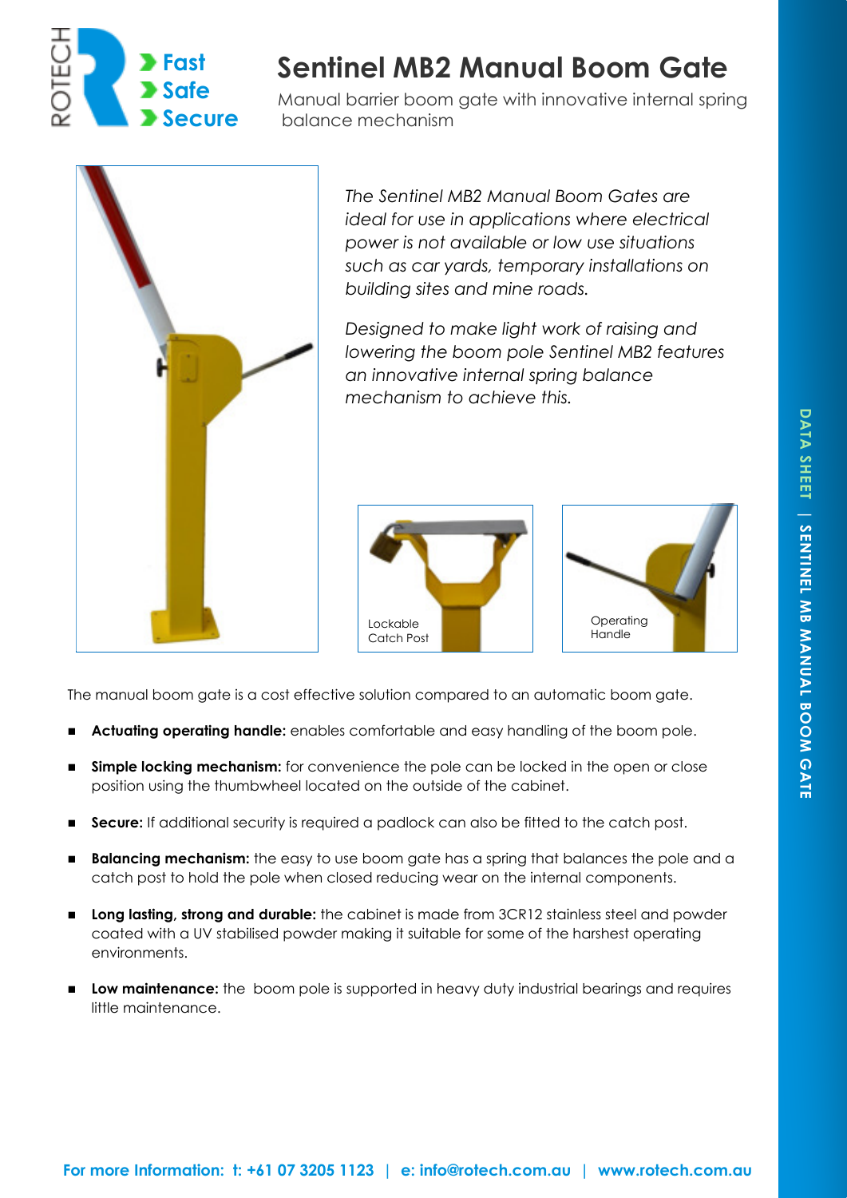ROTECH

> Fast
> Safe
> Secure

# Sentinel MB2 Manual Boom Gate

Manual barrier boom gate with innovative internal spring balance mechanism

*The Sentinel MB2 Manual Boom Gates are ideal for use in applications where electrical power is not available or low use situations such as car yards, temporary installations on building sites and mine roads.*

*Designed to make light work of raising and lowering the boom pole Sentinel MB2 features an innovative internal spring balance mechanism to achieve this.*

Lockable Catch Post

Operating Handle

The manual boom gate is a cost effective solution compared to an automatic boom gate.

- **Actuating operating handle:** enables comfortable and easy handling of the boom pole.
- **Simple locking mechanism:** for convenience the pole can be locked in the open or close position using the thumbwheel located on the outside of the cabinet.
- **Secure:** If additional security is required a padlock can also be fitted to the catch post.
- **Balancing mechanism:** the easy to use boom gate has a spring that balances the pole and a catch post to hold the pole when closed reducing wear on the internal components.
- **Long lasting, strong and durable:** the cabinet is made from 3CR12 stainless steel and powder coated with a UV stabilised powder making it suitable for some of the harshest operating environments.
- **Low maintenance:** the boom pole is supported in heavy duty industrial bearings and requires little maintenance.

DATA SHEET | SENTINEL MB MANUAL BOOM GATE

**For more Information: t: +61 07 3205 1123 | e: info@rotech.com.au | www.rotech.com.au**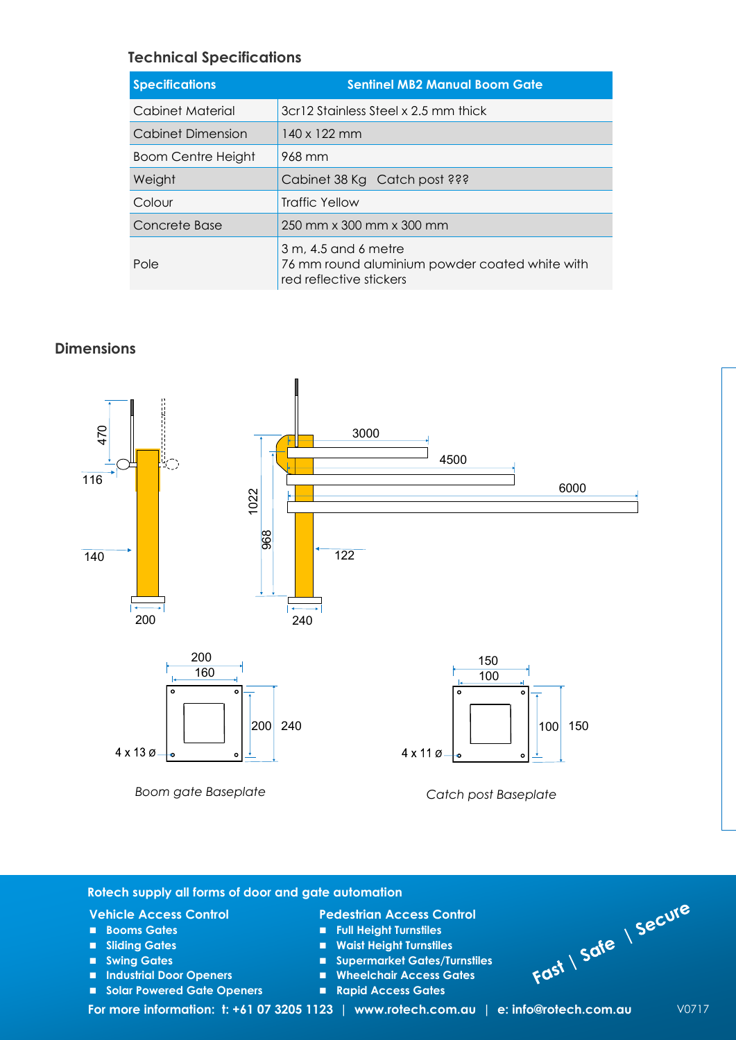## Technical Specifications

| Specifications | Sentinel MB2 Manual Boom Gate |
|---|---|
| Cabinet Material | 3cr12 Stainless Steel x 2.5 mm thick |
| Cabinet Dimension | 140 x 122 mm |
| Boom Centre Height | 968 mm |
| Weight | Cabinet 38 Kg   Catch post ??? |
| Colour | Traffic Yellow |
| Concrete Base | 250 mm x 300 mm x 300 mm |
| Pole | 3 m, 4.5 and 6 metre<br>76 mm round aluminium powder coated white with red reflective stickers |

## Dimensions

470
116
140
200

1022
968
3000
4500
6000
122
240

200
160
200
240
4 x 13 ø

*Boom gate Baseplate*

150
100
100
150
4 x 11 ø

*Catch post Baseplate*

**Rotech supply all forms of door and gate automation**

**Vehicle Access Control**

- Booms Gates
- Sliding Gates
- Swing Gates
- Industrial Door Openers
- Solar Powered Gate Openers

**Pedestrian Access Control**

- Full Height Turnstiles
- Waist Height Turnstiles
- Supermarket Gates/Turnstiles
- Wheelchair Access Gates
- Rapid Access Gates

Fast | Safe | Secure

**For more information: t: +61 07 3205 1123 | www.rotech.com.au | e: info@rotech.com.au**

V0717